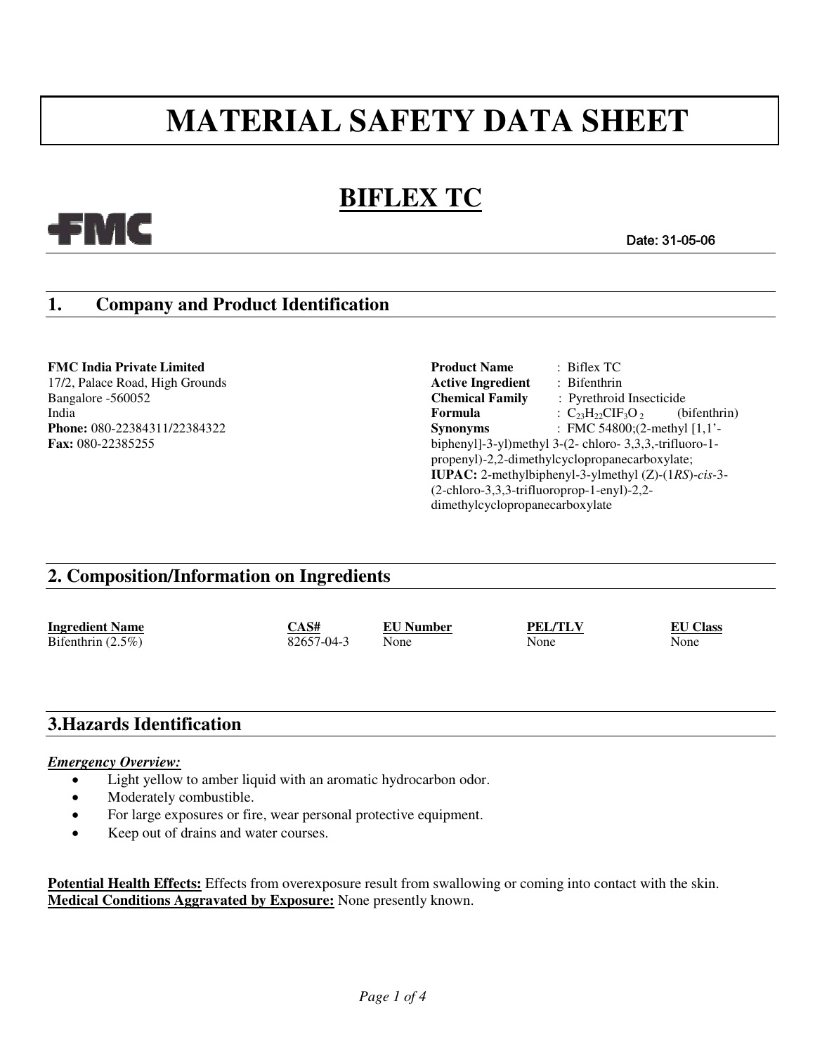# MATERIAL SAFETY DATA SHEET

## BIFLEX TC

FMC

Date: 31-05-06

## 1. Company and Product Identification

**FMC India Private Limited**
17/2, Palace Road, High Grounds
Bangalore -560052
India
**Phone:** 080-22384311/22384322
**Fax:** 080-22385255

**Product Name** : Biflex TC
**Active Ingredient** : Bifenthrin
**Chemical Family** : Pyrethroid Insecticide
**Formula** : $C_{23}H_{22}ClF_{3}O_{2}$ (bifenthrin)
**Synonyms** : FMC 54800;(2-methyl [1,1'-biphenyl]-3-yl)methyl 3-(2- chloro- 3,3,3,-trifluoro-1-propenyl)-2,2-dimethylcyclopropanecarboxylate;
**IUPAC:** 2-methylbiphenyl-3-ylmethyl (Z)-(1*RS*)-*cis*-3-(2-chloro-3,3,3-trifluoroprop-1-enyl)-2,2-dimethylcyclopropanecarboxylate

## 2. Composition/Information on Ingredients

| Ingredient Name | CAS# | EU Number | PEL/TLV | EU Class |
|---|---|---|---|---|
| Bifenthrin (2.5%) | 82657-04-3 | None | None | None |

## 3.Hazards Identification

***Emergency Overview:***

- Light yellow to amber liquid with an aromatic hydrocarbon odor.
- Moderately combustible.
- For large exposures or fire, wear personal protective equipment.
- Keep out of drains and water courses.

**Potential Health Effects:** Effects from overexposure result from swallowing or coming into contact with the skin.
**Medical Conditions Aggravated by Exposure:** None presently known.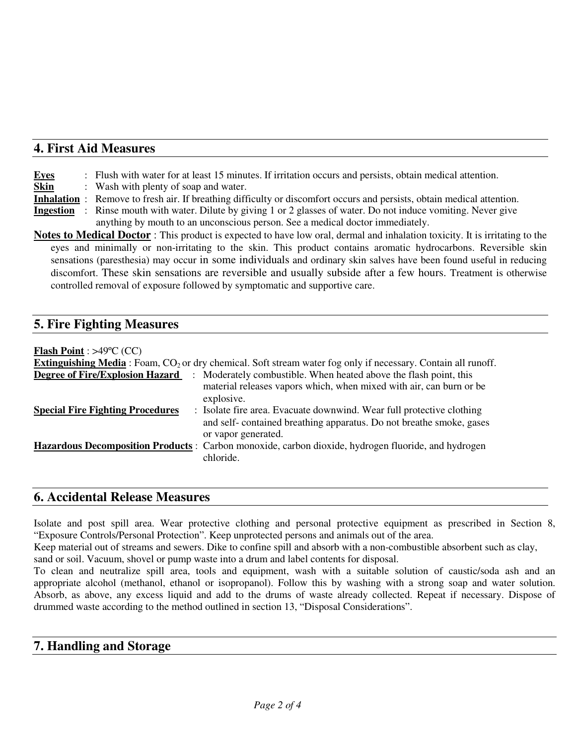## 4. First Aid Measures

**Eyes** : Flush with water for at least 15 minutes. If irritation occurs and persists, obtain medical attention.
**Skin** : Wash with plenty of soap and water.
**Inhalation** : Remove to fresh air. If breathing difficulty or discomfort occurs and persists, obtain medical attention.
**Ingestion** : Rinse mouth with water. Dilute by giving 1 or 2 glasses of water. Do not induce vomiting. Never give anything by mouth to an unconscious person. See a medical doctor immediately.

**Notes to Medical Doctor** : This product is expected to have low oral, dermal and inhalation toxicity. It is irritating to the eyes and minimally or non-irritating to the skin. This product contains aromatic hydrocarbons. Reversible skin sensations (paresthesia) may occur in some individuals and ordinary skin salves have been found useful in reducing discomfort. These skin sensations are reversible and usually subside after a few hours. Treatment is otherwise controlled removal of exposure followed by symptomatic and supportive care.

## 5. Fire Fighting Measures

**Flash Point** : >49ºC (CC)
**Extinguishing Media** : Foam, $CO_2$ or dry chemical. Soft stream water fog only if necessary. Contain all runoff.
**Degree of Fire/Explosion Hazard** : Moderately combustible. When heated above the flash point, this material releases vapors which, when mixed with air, can burn or be explosive.
**Special Fire Fighting Procedures** : Isolate fire area. Evacuate downwind. Wear full protective clothing and self- contained breathing apparatus. Do not breathe smoke, gases or vapor generated.
**Hazardous Decomposition Products** : Carbon monoxide, carbon dioxide, hydrogen fluoride, and hydrogen chloride.

## 6. Accidental Release Measures

Isolate and post spill area. Wear protective clothing and personal protective equipment as prescribed in Section 8, “Exposure Controls/Personal Protection”. Keep unprotected persons and animals out of the area.
Keep material out of streams and sewers. Dike to confine spill and absorb with a non-combustible absorbent such as clay, sand or soil. Vacuum, shovel or pump waste into a drum and label contents for disposal.
To clean and neutralize spill area, tools and equipment, wash with a suitable solution of caustic/soda ash and an appropriate alcohol (methanol, ethanol or isopropanol). Follow this by washing with a strong soap and water solution. Absorb, as above, any excess liquid and add to the drums of waste already collected. Repeat if necessary. Dispose of drummed waste according to the method outlined in section 13, “Disposal Considerations”.

## 7. Handling and Storage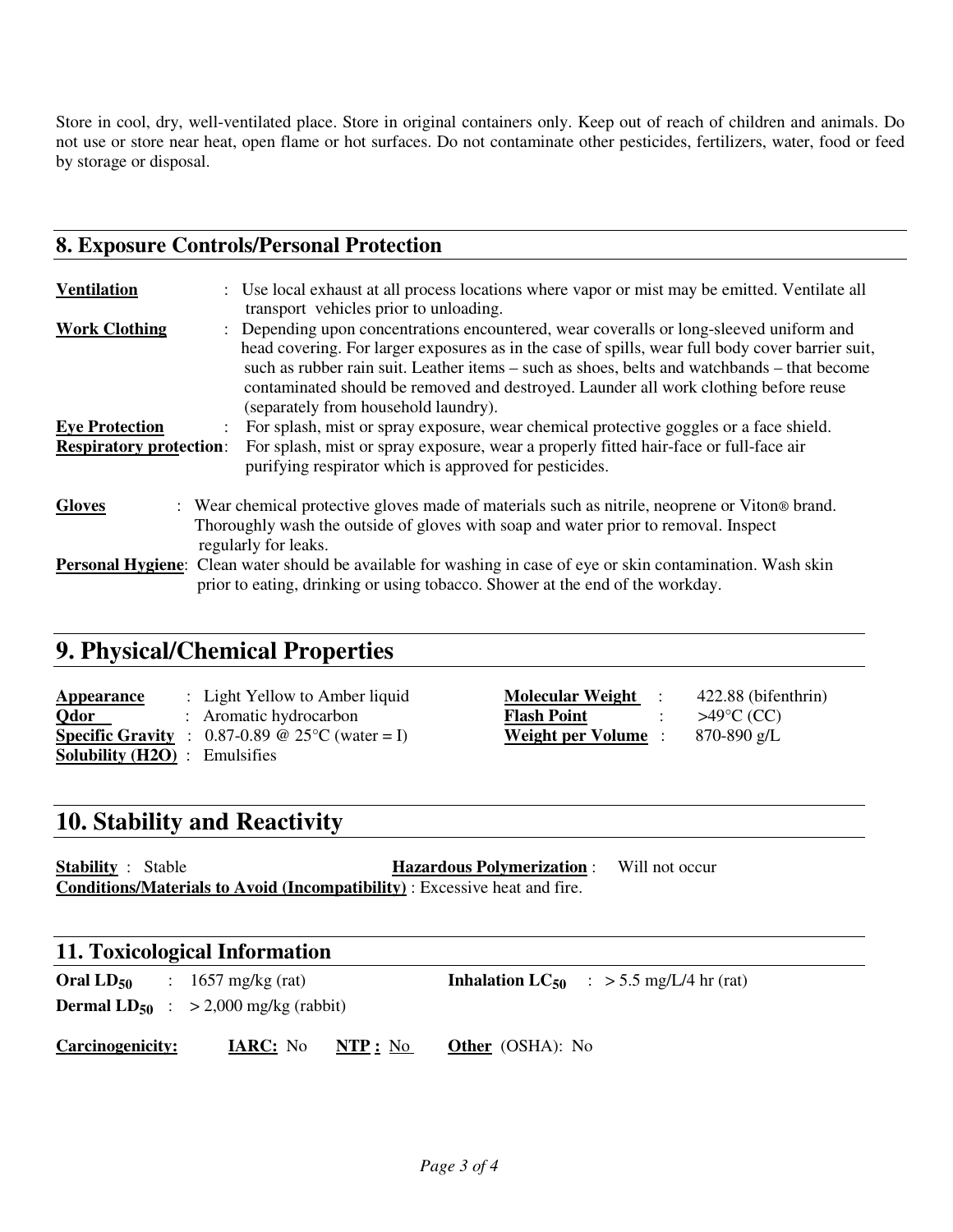Store in cool, dry, well-ventilated place. Store in original containers only. Keep out of reach of children and animals. Do not use or store near heat, open flame or hot surfaces. Do not contaminate other pesticides, fertilizers, water, food or feed by storage or disposal.

## 8. Exposure Controls/Personal Protection

**Ventilation** : Use local exhaust at all process locations where vapor or mist may be emitted. Ventilate all transport vehicles prior to unloading.

**Work Clothing** : Depending upon concentrations encountered, wear coveralls or long-sleeved uniform and head covering. For larger exposures as in the case of spills, wear full body cover barrier suit, such as rubber rain suit. Leather items – such as shoes, belts and watchbands – that become contaminated should be removed and destroyed. Launder all work clothing before reuse (separately from household laundry).

**Eye Protection** : For splash, mist or spray exposure, wear chemical protective goggles or a face shield.

**Respiratory protection**: For splash, mist or spray exposure, wear a properly fitted hair-face or full-face air purifying respirator which is approved for pesticides.

**Gloves** : Wear chemical protective gloves made of materials such as nitrile, neoprene or Viton® brand. Thoroughly wash the outside of gloves with soap and water prior to removal. Inspect regularly for leaks.

**Personal Hygiene**: Clean water should be available for washing in case of eye or skin contamination. Wash skin prior to eating, drinking or using tobacco. Shower at the end of the workday.

## 9. Physical/Chemical Properties

**Appearance** : Light Yellow to Amber liquid

**Qdor** : Aromatic hydrocarbon

**Specific Gravity** : 0.87-0.89 @ 25°C (water = I)

**Solubility (H2O)** : Emulsifies

**Molecular Weight** : 422.88 (bifenthrin)

**Flash Point** : >49°C (CC)

**Weight per Volume** : 870-890 g/L

## 10. Stability and Reactivity

**Stability** : Stable

**Hazardous Polymerization** : Will not occur

**Conditions/Materials to Avoid (Incompatibility)** : Excessive heat and fire.

## 11. Toxicological Information

**Oral $LD_{50}$** : 1657 mg/kg (rat)

**Inhalation $LC_{50}$** : > 5.5 mg/L/4 hr (rat)

**Dermal $LD_{50}$** : > 2,000 mg/kg (rabbit)

**Carcinogenicity:** **IARC:** No **NTP :** No **Other** (OSHA): No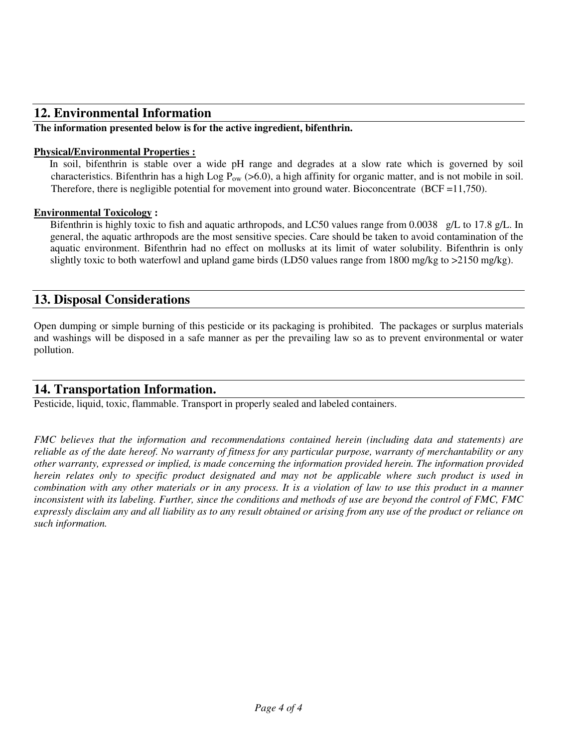## 12. Environmental Information

**The information presented below is for the active ingredient, bifenthrin.**

**Physical/Environmental Properties :**

In soil, bifenthrin is stable over a wide pH range and degrades at a slow rate which is governed by soil characteristics. Bifenthrin has a high Log $P_{ow}$ (>6.0), a high affinity for organic matter, and is not mobile in soil. Therefore, there is negligible potential for movement into ground water. Bioconcentrate (BCF =11,750).

**Environmental Toxicology :**

Bifenthrin is highly toxic to fish and aquatic arthropods, and LC50 values range from 0.0038 g/L to 17.8 g/L. In general, the aquatic arthropods are the most sensitive species. Care should be taken to avoid contamination of the aquatic environment. Bifenthrin had no effect on mollusks at its limit of water solubility. Bifenthrin is only slightly toxic to both waterfowl and upland game birds (LD50 values range from 1800 mg/kg to >2150 mg/kg).

## 13. Disposal Considerations

Open dumping or simple burning of this pesticide or its packaging is prohibited. The packages or surplus materials and washings will be disposed in a safe manner as per the prevailing law so as to prevent environmental or water pollution.

## 14. Transportation Information.

Pesticide, liquid, toxic, flammable. Transport in properly sealed and labeled containers.

*FMC believes that the information and recommendations contained herein (including data and statements) are reliable as of the date hereof. No warranty of fitness for any particular purpose, warranty of merchantability or any other warranty, expressed or implied, is made concerning the information provided herein. The information provided herein relates only to specific product designated and may not be applicable where such product is used in combination with any other materials or in any process. It is a violation of law to use this product in a manner inconsistent with its labeling. Further, since the conditions and methods of use are beyond the control of FMC, FMC expressly disclaim any and all liability as to any result obtained or arising from any use of the product or reliance on such information.*